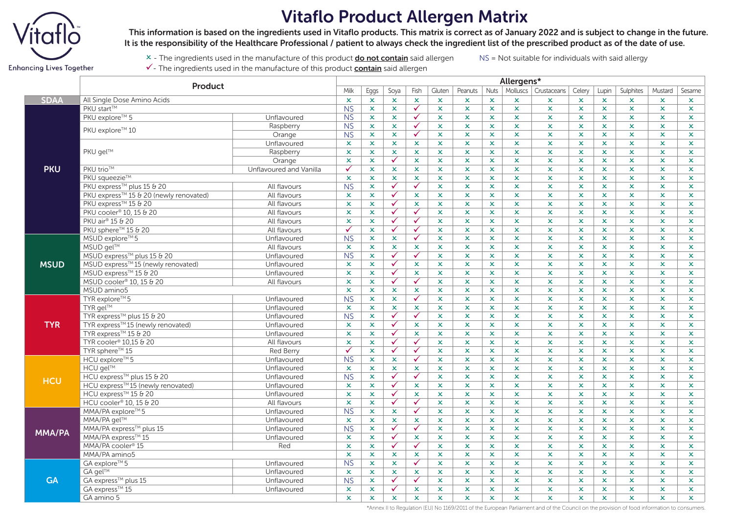# Vitaflo Product Allergen Matrix

Vitaflo™

Enhancing Lives Together

**This information is based on the ingredients used in Vitaflo products. This matrix is correct as of January 2022 and is subject to change in the future. It is the responsibility of the Healthcare Professional / patient to always check the ingredient list of the prescribed product as of the date of use.**

× - The ingredients used in the manufacture of this product **do not contain** said allergen

✓ - The ingredients used in the manufacture of this product **contain** said allergen

NS = Not suitable for individuals with said allergy

| | Product | | Allergens* | | | | | | | | | | | | | |
|---|---|---|---|---|---|---|---|---|---|---|---|---|---|---|---|---|
| | | | Milk | Eggs | Soya | Fish | Gluten | Peanuts | Nuts | Molluscs | Crustaceans | Celery | Lupin | Sulphites | Mustard | Sesame |
| SDAA | All Single Dose Amino Acids | | × | × | × | × | × | × | × | × | × | × | × | × | × | × |
| PKU | PKU start™ | | NS | × | × | ✓ | × | × | × | × | × | × | × | × | × | × |
| PKU | PKU explore™ 5 | Unflavoured | NS | × | × | ✓ | × | × | × | × | × | × | × | × | × | × |
| PKU | PKU explore™ 10 | Raspberry | NS | × | × | ✓ | × | × | × | × | × | × | × | × | × | × |
| PKU | PKU explore™ 10 | Orange | NS | × | × | ✓ | × | × | × | × | × | × | × | × | × | × |
| PKU | PKU gel™ | Unflavoured | × | × | × | × | × | × | × | × | × | × | × | × | × | × |
| PKU | PKU gel™ | Raspberry | × | × | × | × | × | × | × | × | × | × | × | × | × | × |
| PKU | PKU gel™ | Orange | × | × | ✓ | × | × | × | × | × | × | × | × | × | × | × |
| PKU | PKU trio™ | Unflavoured and Vanilla | ✓ | × | × | × | × | × | × | × | × | × | × | × | × | × |
| PKU | PKU squeezie™ | | × | × | × | × | × | × | × | × | × | × | × | × | × | × |
| PKU | PKU express™ plus 15 & 20 | All flavours | NS | × | ✓ | ✓ | × | × | × | × | × | × | × | × | × | × |
| PKU | PKU express™ 15 & 20 (newly renovated) | All flavours | × | × | ✓ | × | × | × | × | × | × | × | × | × | × | × |
| PKU | PKU express™ 15 & 20 | All flavours | × | × | ✓ | × | × | × | × | × | × | × | × | × | × | × |
| PKU | PKU cooler® 10, 15 & 20 | All flavours | × | × | ✓ | ✓ | × | × | × | × | × | × | × | × | × | × |
| PKU | PKU air® 15 & 20 | All flavours | × | × | ✓ | ✓ | × | × | × | × | × | × | × | × | × | × |
| PKU | PKU sphere™ 15 & 20 | All flavours | ✓ | × | ✓ | ✓ | × | × | × | × | × | × | × | × | × | × |
| MSUD | MSUD explore™ 5 | Unflavoured | NS | × | × | ✓ | × | × | × | × | × | × | × | × | × | × |
| MSUD | MSUD gel™ | All flavours | × | × | × | × | × | × | × | × | × | × | × | × | × | × |
| MSUD | MSUD express™ plus 15 & 20 | Unflavoured | NS | × | ✓ | ✓ | × | × | × | × | × | × | × | × | × | × |
| MSUD | MSUD express™ 15 (newly renovated) | Unflavoured | × | × | ✓ | × | × | × | × | × | × | × | × | × | × | × |
| MSUD | MSUD express™ 15 & 20 | Unflavoured | × | × | ✓ | × | × | × | × | × | × | × | × | × | × | × |
| MSUD | MSUD cooler® 10, 15 & 20 | All flavours | × | × | ✓ | ✓ | × | × | × | × | × | × | × | × | × | × |
| MSUD | MSUD amino5 | | × | × | × | × | × | × | × | × | × | × | × | × | × | × |
| TYR | TYR explore™ 5 | Unflavoured | NS | × | × | ✓ | × | × | × | × | × | × | × | × | × | × |
| TYR | TYR gel™ | Unflavoured | × | × | × | × | × | × | × | × | × | × | × | × | × | × |
| TYR | TYR express™ plus 15 & 20 | Unflavoured | NS | × | ✓ | ✓ | × | × | × | × | × | × | × | × | × | × |
| TYR | TYR express™ 15 (newly renovated) | Unflavoured | × | × | ✓ | × | × | × | × | × | × | × | × | × | × | × |
| TYR | TYR express™ 15 & 20 | Unflavoured | × | × | ✓ | × | × | × | × | × | × | × | × | × | × | × |
| TYR | TYR cooler® 10,15 & 20 | All flavours | × | × | ✓ | ✓ | × | × | × | × | × | × | × | × | × | × |
| TYR | TYR sphere™ 15 | Red Berry | ✓ | × | ✓ | ✓ | × | × | × | × | × | × | × | × | × | × |
| HCU | HCU explore™ 5 | Unflavoured | NS | × | × | ✓ | × | × | × | × | × | × | × | × | × | × |
| HCU | HCU gel™ | Unflavoured | × | × | × | × | × | × | × | × | × | × | × | × | × | × |
| HCU | HCU express™ plus 15 & 20 | Unflavoured | NS | × | ✓ | ✓ | × | × | × | × | × | × | × | × | × | × |
| HCU | HCU express™ 15 (newly renovated) | Unflavoured | × | × | ✓ | × | × | × | × | × | × | × | × | × | × | × |
| HCU | HCU express™ 15 & 20 | Unflavoured | × | × | ✓ | × | × | × | × | × | × | × | × | × | × | × |
| HCU | HCU cooler® 10, 15 & 20 | All flavours | × | × | ✓ | ✓ | × | × | × | × | × | × | × | × | × | × |
| MMA/PA | MMA/PA explore™ 5 | Unflavoured | NS | × | × | ✓ | × | × | × | × | × | × | × | × | × | × |
| MMA/PA | MMA/PA gel™ | Unflavoured | × | × | × | × | × | × | × | × | × | × | × | × | × | × |
| MMA/PA | MMA/PA express™ plus 15 | Unflavoured | NS | × | ✓ | ✓ | × | × | × | × | × | × | × | × | × | × |
| MMA/PA | MMA/PA express™ 15 | Unflavoured | × | × | ✓ | × | × | × | × | × | × | × | × | × | × | × |
| MMA/PA | MMA/PA cooler® 15 | Red | × | × | ✓ | ✓ | × | × | × | × | × | × | × | × | × | × |
| MMA/PA | MMA/PA amino5 | | × | × | × | × | × | × | × | × | × | × | × | × | × | × |
| GA | GA explore™ 5 | Unflavoured | NS | × | × | ✓ | × | × | × | × | × | × | × | × | × | × |
| GA | GA gel™ | Unflavoured | × | × | × | × | × | × | × | × | × | × | × | × | × | × |
| GA | GA express™ plus 15 | Unflavoured | NS | × | ✓ | ✓ | × | × | × | × | × | × | × | × | × | × |
| GA | GA express™ 15 | Unflavoured | × | × | ✓ | × | × | × | × | × | × | × | × | × | × | × |
| GA | GA amino 5 | | × | × | × | × | × | × | × | × | × | × | × | × | × | × |

*Annex II to Regulation (EU) No 1169/2011 of the European Parliament and of the Council on the provision of food information to consumers.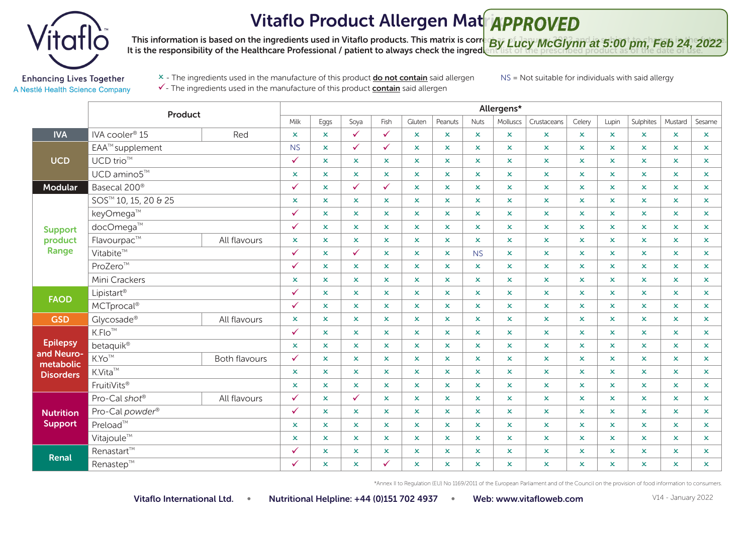# Vitaflo Product Allergen Mat[rix]

**APPROVED**
**By Lucy McGlynn at 5:00 pm, Feb 24, 2022**

This information is based on the ingredients used in Vitaflo products. This matrix is corr[ect as of January 2022 and is subject to change in the future.]
It is the responsibility of the Healthcare Professional / patient to always check the ingred[ient list of the prescribed product as of the date of use.]

Vitaflo
Enhancing Lives Together
A Nestlé Health Science Company

× - The ingredients used in the manufacture of this product **do not contain** said allergen
✓- The ingredients used in the manufacture of this product **contain** said allergen

NS = Not suitable for individuals with said allergy

| | Product | | Allergens* | | | | | | | | | | | | | |
|---|---|---|---|---|---|---|---|---|---|---|---|---|---|---|---|---|
| | | | Milk | Eggs | Soya | Fish | Gluten | Peanuts | Nuts | Molluscs | Crustaceans | Celery | Lupin | Sulphites | Mustard | Sesame |
| IVA | IVA cooler® 15 | Red | × | × | ✓ | ✓ | × | × | × | × | × | × | × | × | × | × |
| UCD | EAA™ supplement | | NS | × | ✓ | ✓ | × | × | × | × | × | × | × | × | × | × |
| UCD | UCD trio™ | | ✓ | × | × | × | × | × | × | × | × | × | × | × | × | × |
| UCD | UCD amino5™ | | × | × | × | × | × | × | × | × | × | × | × | × | × | × |
| Modular | Basecal 200® | | ✓ | × | ✓ | ✓ | × | × | × | × | × | × | × | × | × | × |
| Support product Range | SOS™ 10, 15, 20 & 25 | | × | × | × | × | × | × | × | × | × | × | × | × | × | × |
| Support product Range | keyOmega™ | | ✓ | × | × | × | × | × | × | × | × | × | × | × | × | × |
| Support product Range | docOmega™ | | ✓ | × | × | × | × | × | × | × | × | × | × | × | × | × |
| Support product Range | Flavourpac™ | All flavours | × | × | × | × | × | × | × | × | × | × | × | × | × | × |
| Support product Range | Vitabite™ | | ✓ | × | ✓ | × | × | × | NS | × | × | × | × | × | × | × |
| Support product Range | ProZero™ | | ✓ | × | × | × | × | × | × | × | × | × | × | × | × | × |
| Support product Range | Mini Crackers | | × | × | × | × | × | × | × | × | × | × | × | × | × | × |
| FAOD | Lipistart® | | ✓ | × | × | × | × | × | × | × | × | × | × | × | × | × |
| FAOD | MCTprocal® | | ✓ | × | × | × | × | × | × | × | × | × | × | × | × | × |
| GSD | Glycosade® | All flavours | × | × | × | × | × | × | × | × | × | × | × | × | × | × |
| Epilepsy and Neuro-metabolic Disorders | K.Flo™ | | ✓ | × | × | × | × | × | × | × | × | × | × | × | × | × |
| Epilepsy and Neuro-metabolic Disorders | betaquik® | | × | × | × | × | × | × | × | × | × | × | × | × | × | × |
| Epilepsy and Neuro-metabolic Disorders | K.Yo™ | Both flavours | ✓ | × | × | × | × | × | × | × | × | × | × | × | × | × |
| Epilepsy and Neuro-metabolic Disorders | K.Vita™ | | × | × | × | × | × | × | × | × | × | × | × | × | × | × |
| Epilepsy and Neuro-metabolic Disorders | FruitiVits® | | × | × | × | × | × | × | × | × | × | × | × | × | × | × |
| Nutrition Support | Pro-Cal *shot*® | All flavours | ✓ | × | ✓ | × | × | × | × | × | × | × | × | × | × | × |
| Nutrition Support | Pro-Cal *powder*® | | ✓ | × | × | × | × | × | × | × | × | × | × | × | × | × |
| Nutrition Support | Preload™ | | × | × | × | × | × | × | × | × | × | × | × | × | × | × |
| Nutrition Support | Vitajoule™ | | × | × | × | × | × | × | × | × | × | × | × | × | × | × |
| Renal | Renastart™ | | ✓ | × | × | × | × | × | × | × | × | × | × | × | × | × |
| Renal | Renastep™ | | ✓ | × | × | ✓ | × | × | × | × | × | × | × | × | × | × |

*Annex II to Regulation (EU) No 1169/2011 of the European Parliament and of the Council on the provision of food information to consumers.

**Vitaflo International Ltd.** • **Nutritional Helpline: +44 (0)151 702 4937** • **Web: www.vitafloweb.com**

V14 - January 2022